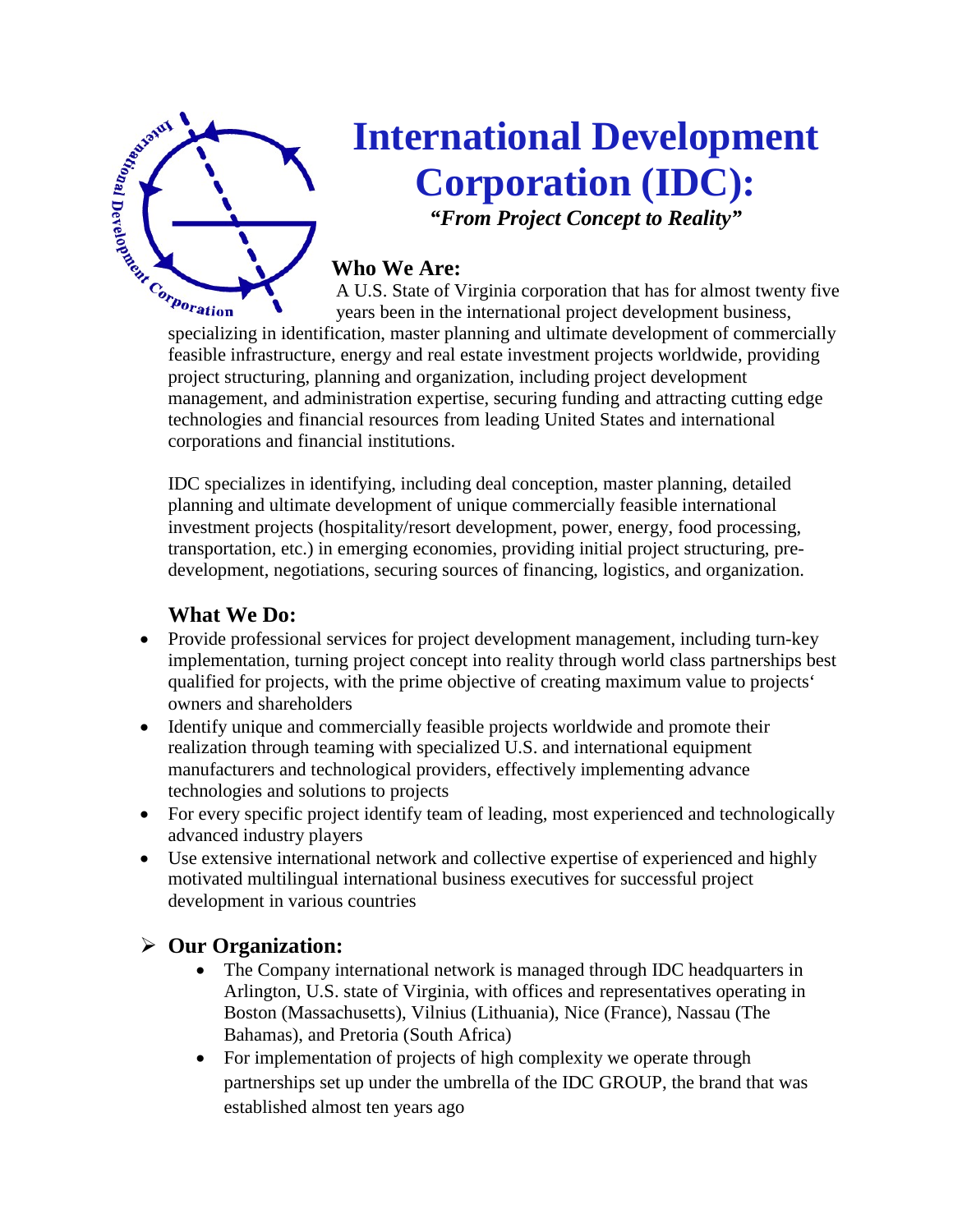# International Development Corporation (IDC):

***"From Project Concept to Reality"***

## Who We Are:

A U.S. State of Virginia corporation that has for almost twenty five years been in the international project development business, specializing in identification, master planning and ultimate development of commercially feasible infrastructure, energy and real estate investment projects worldwide, providing project structuring, planning and organization, including project development management, and administration expertise, securing funding and attracting cutting edge technologies and financial resources from leading United States and international corporations and financial institutions.

IDC specializes in identifying, including deal conception, master planning, detailed planning and ultimate development of unique commercially feasible international investment projects (hospitality/resort development, power, energy, food processing, transportation, etc.) in emerging economies, providing initial project structuring, pre-development, negotiations, securing sources of financing, logistics, and organization.

## What We Do:

- Provide professional services for project development management, including turn-key implementation, turning project concept into reality through world class partnerships best qualified for projects, with the prime objective of creating maximum value to projects' owners and shareholders
- Identify unique and commercially feasible projects worldwide and promote their realization through teaming with specialized U.S. and international equipment manufacturers and technological providers, effectively implementing advance technologies and solutions to projects
- For every specific project identify team of leading, most experienced and technologically advanced industry players
- Use extensive international network and collective expertise of experienced and highly motivated multilingual international business executives for successful project development in various countries

## Our Organization:

- The Company international network is managed through IDC headquarters in Arlington, U.S. state of Virginia, with offices and representatives operating in Boston (Massachusetts), Vilnius (Lithuania), Nice (France), Nassau (The Bahamas), and Pretoria (South Africa)
- For implementation of projects of high complexity we operate through partnerships set up under the umbrella of the IDC GROUP, the brand that was established almost ten years ago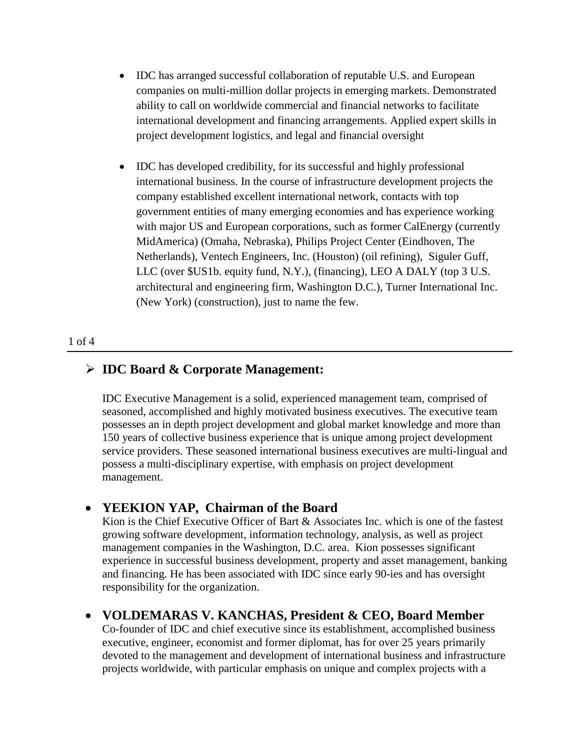- IDC has arranged successful collaboration of reputable U.S. and European companies on multi-million dollar projects in emerging markets. Demonstrated ability to call on worldwide commercial and financial networks to facilitate international development and financing arrangements. Applied expert skills in project development logistics, and legal and financial oversight

- IDC has developed credibility, for its successful and highly professional international business. In the course of infrastructure development projects the company established excellent international network, contacts with top government entities of many emerging economies and has experience working with major US and European corporations, such as former CalEnergy (currently MidAmerica) (Omaha, Nebraska), Philips Project Center (Eindhoven, The Netherlands), Ventech Engineers, Inc. (Houston) (oil refining), Siguler Guff, LLC (over $US1b. equity fund, N.Y.), (financing), LEO A DALY (top 3 U.S. architectural and engineering firm, Washington D.C.), Turner International Inc. (New York) (construction), just to name the few.

## IDC Board & Corporate Management:

IDC Executive Management is a solid, experienced management team, comprised of seasoned, accomplished and highly motivated business executives. The executive team possesses an in depth project development and global market knowledge and more than 150 years of collective business experience that is unique among project development service providers. These seasoned international business executives are multi-lingual and possess a multi-disciplinary expertise, with emphasis on project development management.

- **YEEKION YAP, Chairman of the Board**
  Kion is the Chief Executive Officer of Bart & Associates Inc. which is one of the fastest growing software development, information technology, analysis, as well as project management companies in the Washington, D.C. area. Kion possesses significant experience in successful business development, property and asset management, banking and financing. He has been associated with IDC since early 90-ies and has oversight responsibility for the organization.

- **VOLDEMARAS V. KANCHAS, President & CEO, Board Member**
  Co-founder of IDC and chief executive since its establishment, accomplished business executive, engineer, economist and former diplomat, has for over 25 years primarily devoted to the management and development of international business and infrastructure projects worldwide, with particular emphasis on unique and complex projects with a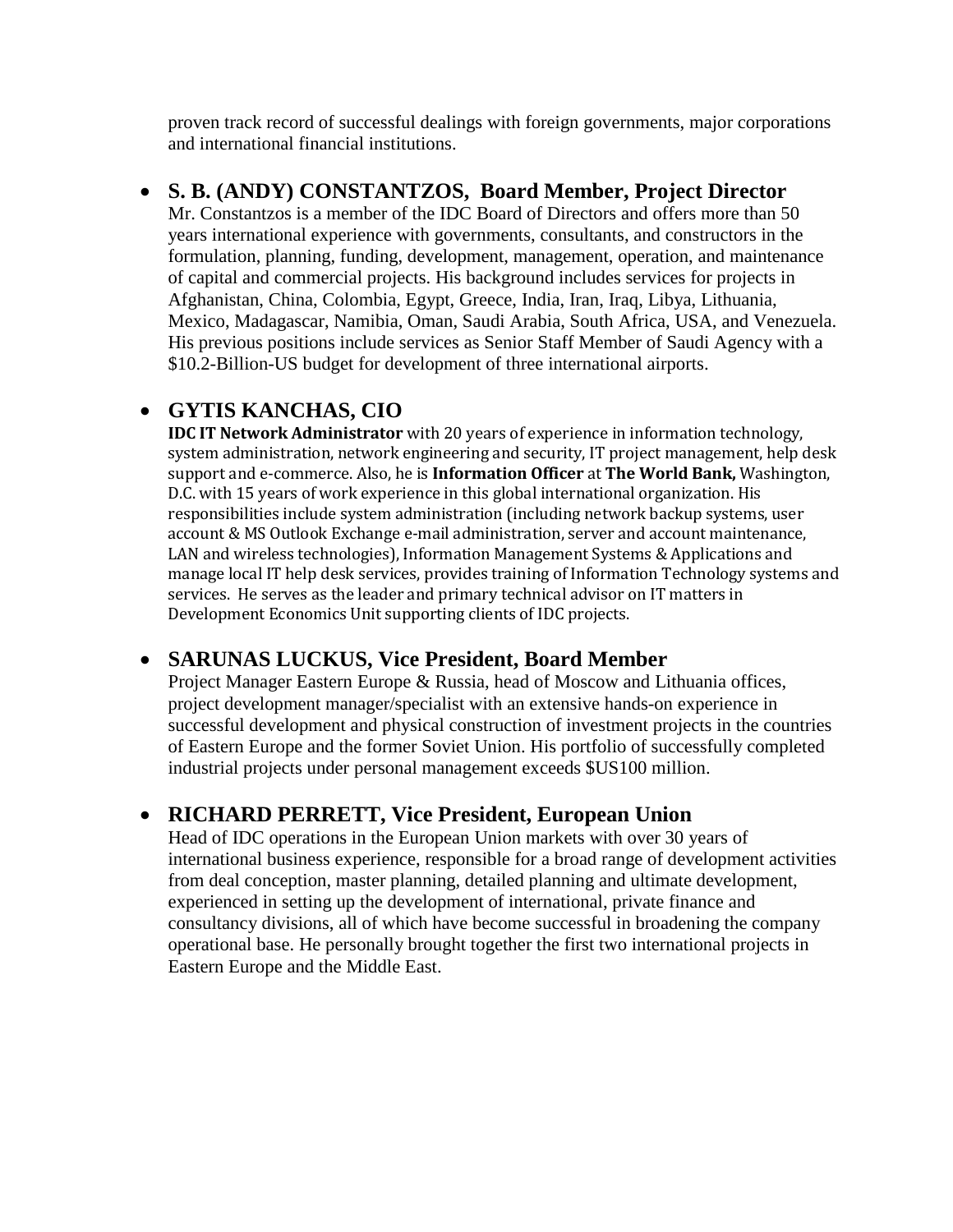proven track record of successful dealings with foreign governments, major corporations and international financial institutions.

- **S. B. (ANDY) CONSTANTZOS, Board Member, Project Director**
  Mr. Constantzos is a member of the IDC Board of Directors and offers more than 50 years international experience with governments, consultants, and constructors in the formulation, planning, funding, development, management, operation, and maintenance of capital and commercial projects. His background includes services for projects in Afghanistan, China, Colombia, Egypt, Greece, India, Iran, Iraq, Libya, Lithuania, Mexico, Madagascar, Namibia, Oman, Saudi Arabia, South Africa, USA, and Venezuela. His previous positions include services as Senior Staff Member of Saudi Agency with a $10.2-Billion-US budget for development of three international airports.

- **GYTIS KANCHAS, CIO**
  **IDC IT Network Administrator** with 20 years of experience in information technology, system administration, network engineering and security, IT project management, help desk support and e-commerce. Also, he is **Information Officer** at **The World Bank,** Washington, D.C. with 15 years of work experience in this global international organization. His responsibilities include system administration (including network backup systems, user account & MS Outlook Exchange e-mail administration, server and account maintenance, LAN and wireless technologies), Information Management Systems & Applications and manage local IT help desk services, provides training of Information Technology systems and services. He serves as the leader and primary technical advisor on IT matters in Development Economics Unit supporting clients of IDC projects.

- **SARUNAS LUCKUS, Vice President, Board Member**
  Project Manager Eastern Europe & Russia, head of Moscow and Lithuania offices, project development manager/specialist with an extensive hands-on experience in successful development and physical construction of investment projects in the countries of Eastern Europe and the former Soviet Union. His portfolio of successfully completed industrial projects under personal management exceeds $US100 million.

- **RICHARD PERRETT, Vice President, European Union**
  Head of IDC operations in the European Union markets with over 30 years of international business experience, responsible for a broad range of development activities from deal conception, master planning, detailed planning and ultimate development, experienced in setting up the development of international, private finance and consultancy divisions, all of which have become successful in broadening the company operational base. He personally brought together the first two international projects in Eastern Europe and the Middle East.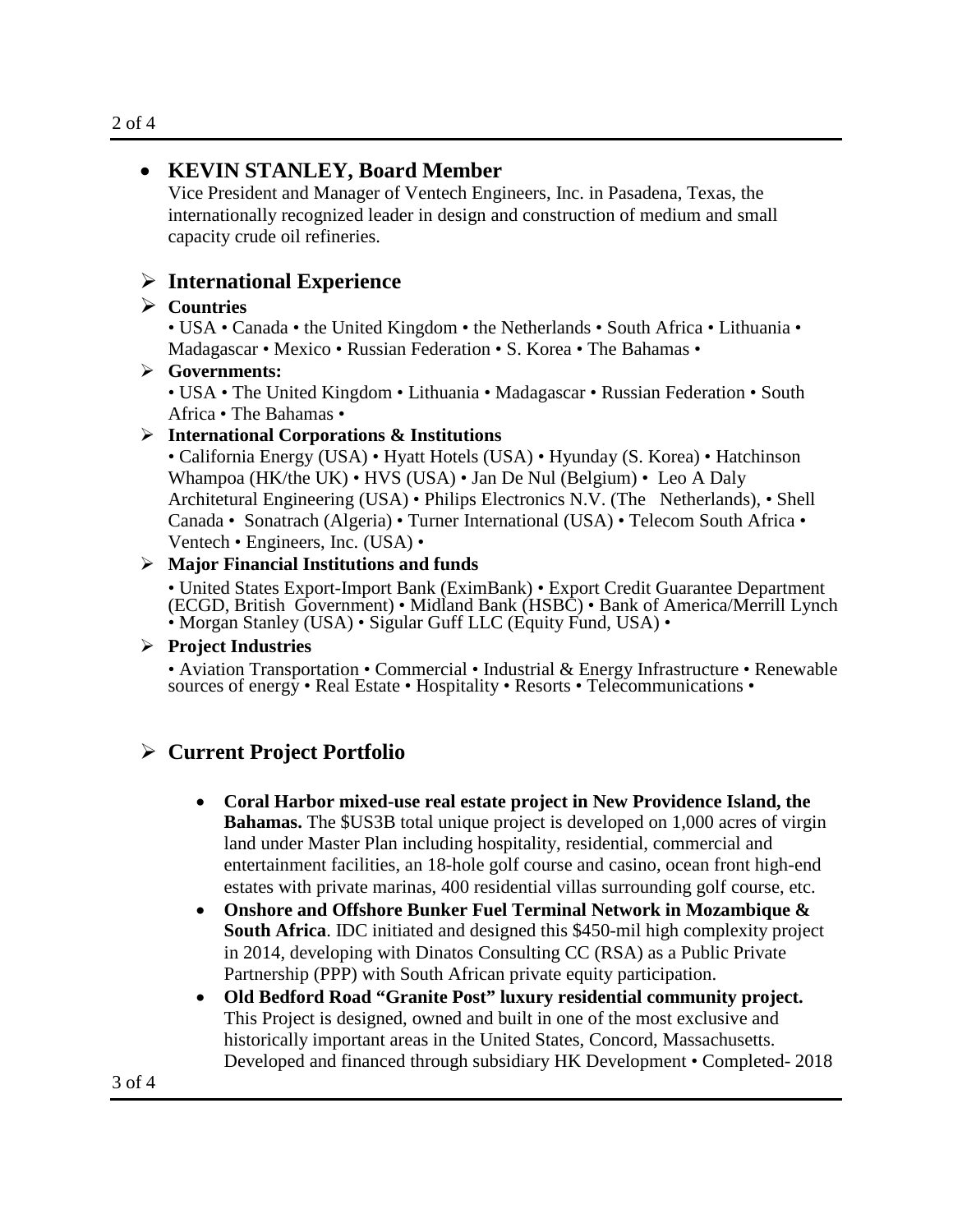- **KEVIN STANLEY, Board Member**

  Vice President and Manager of Ventech Engineers, Inc. in Pasadena, Texas, the internationally recognized leader in design and construction of medium and small capacity crude oil refineries.

## International Experience

- **Countries**

  • USA • Canada • the United Kingdom • the Netherlands • South Africa • Lithuania • Madagascar • Mexico • Russian Federation • S. Korea • The Bahamas •

- **Governments:**

  • USA • The United Kingdom • Lithuania • Madagascar • Russian Federation • South Africa • The Bahamas •

- **International Corporations & Institutions**

  • California Energy (USA) • Hyatt Hotels (USA) • Hyunday (S. Korea) • Hatchinson Whampoa (HK/the UK) • HVS (USA) • Jan De Nul (Belgium) • Leo A Daly Architetural Engineering (USA) • Philips Electronics N.V. (The Netherlands), • Shell Canada • Sonatrach (Algeria) • Turner International (USA) • Telecom South Africa • Ventech • Engineers, Inc. (USA) •

- **Major Financial Institutions and funds**

  • United States Export-Import Bank (EximBank) • Export Credit Guarantee Department (ECGD, British Government) • Midland Bank (HSBC) • Bank of America/Merrill Lynch • Morgan Stanley (USA) • Sigular Guff LLC (Equity Fund, USA) •

- **Project Industries**

  • Aviation Transportation • Commercial • Industrial & Energy Infrastructure • Renewable sources of energy • Real Estate • Hospitality • Resorts • Telecommunications •

## Current Project Portfolio

- **Coral Harbor mixed-use real estate project in New Providence Island, the Bahamas.** The $US3B total unique project is developed on 1,000 acres of virgin land under Master Plan including hospitality, residential, commercial and entertainment facilities, an 18-hole golf course and casino, ocean front high-end estates with private marinas, 400 residential villas surrounding golf course, etc.
- **Onshore and Offshore Bunker Fuel Terminal Network in Mozambique & South Africa**. IDC initiated and designed this $450-mil high complexity project in 2014, developing with Dinatos Consulting CC (RSA) as a Public Private Partnership (PPP) with South African private equity participation.
- **Old Bedford Road "Granite Post" luxury residential community project.** This Project is designed, owned and built in one of the most exclusive and historically important areas in the United States, Concord, Massachusetts. Developed and financed through subsidiary HK Development • Completed- 2018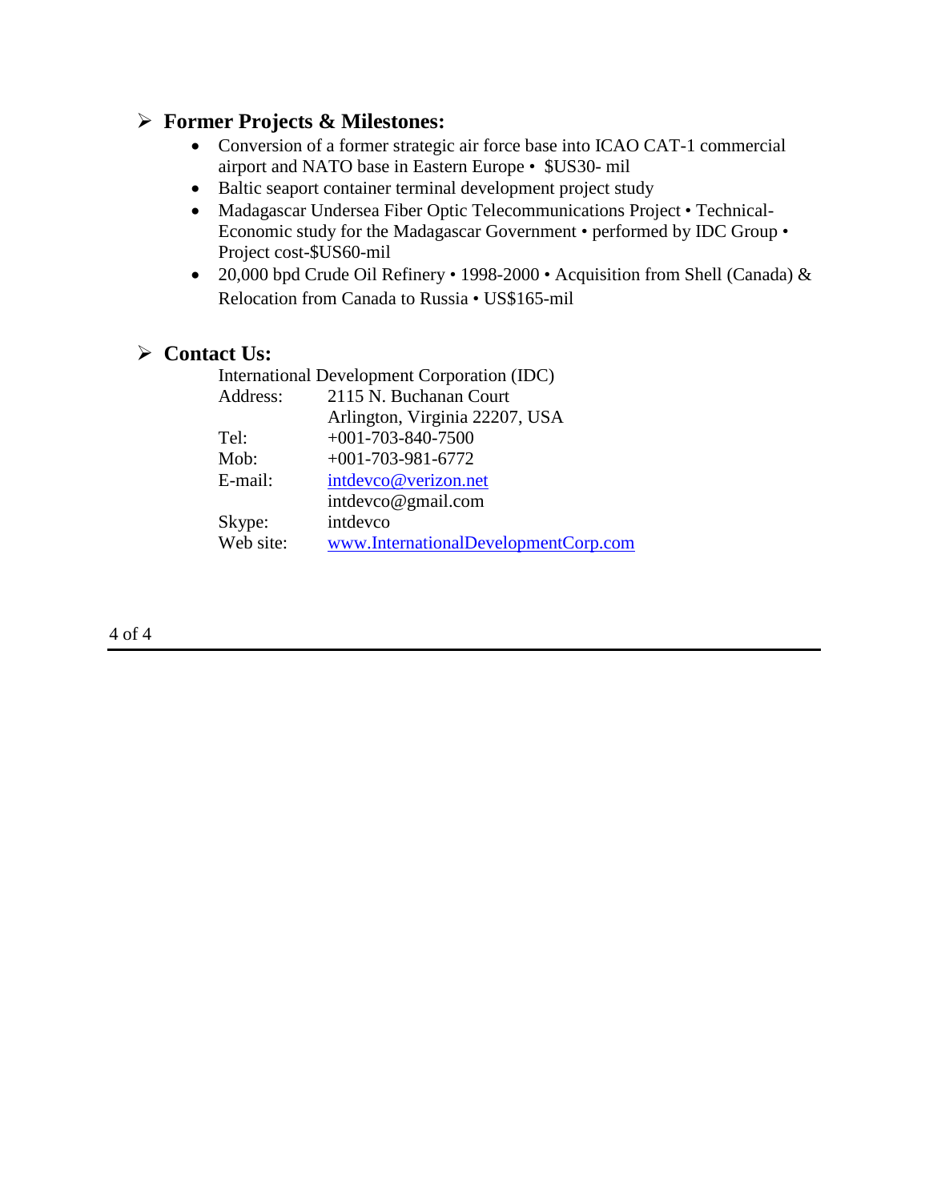## Former Projects & Milestones:

- Conversion of a former strategic air force base into ICAO CAT-1 commercial airport and NATO base in Eastern Europe • $US30- mil
- Baltic seaport container terminal development project study
- Madagascar Undersea Fiber Optic Telecommunications Project • Technical-Economic study for the Madagascar Government • performed by IDC Group • Project cost-$US60-mil
- 20,000 bpd Crude Oil Refinery • 1998-2000 • Acquisition from Shell (Canada) & Relocation from Canada to Russia • US$165-mil

## Contact Us:

International Development Corporation (IDC)

| | |
|---|---|
| Address: | 2115 N. Buchanan Court |
| | Arlington, Virginia 22207, USA |
| Tel: | +001-703-840-7500 |
| Mob: | +001-703-981-6772 |
| E-mail: | intdevco@verizon.net |
| | intdevco@gmail.com |
| Skype: | intdevco |
| Web site: | www.InternationalDevelopmentCorp.com |